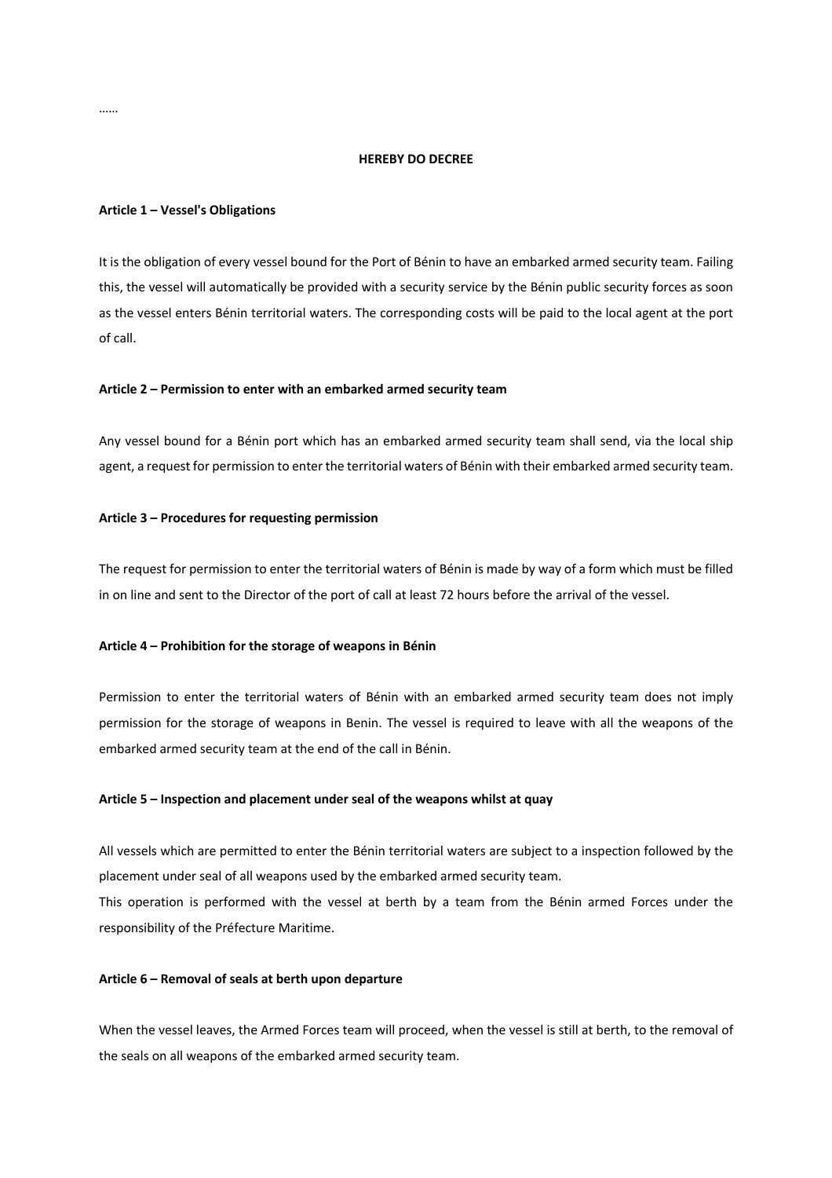……

**HEREBY DO DECREE**

**Article 1 – Vessel's Obligations**

It is the obligation of every vessel bound for the Port of Bénin to have an embarked armed security team. Failing this, the vessel will automatically be provided with a security service by the Bénin public security forces as soon as the vessel enters Bénin territorial waters. The corresponding costs will be paid to the local agent at the port of call.

**Article 2 – Permission to enter with an embarked armed security team**

Any vessel bound for a Bénin port which has an embarked armed security team shall send, via the local ship agent, a request for permission to enter the territorial waters of Bénin with their embarked armed security team.

**Article 3 – Procedures for requesting permission**

The request for permission to enter the territorial waters of Bénin is made by way of a form which must be filled in on line and sent to the Director of the port of call at least 72 hours before the arrival of the vessel.

**Article 4 – Prohibition for the storage of weapons in Bénin**

Permission to enter the territorial waters of Bénin with an embarked armed security team does not imply permission for the storage of weapons in Benin. The vessel is required to leave with all the weapons of the embarked armed security team at the end of the call in Bénin.

**Article 5 – Inspection and placement under seal of the weapons whilst at quay**

All vessels which are permitted to enter the Bénin territorial waters are subject to a inspection followed by the placement under seal of all weapons used by the embarked armed security team.
This operation is performed with the vessel at berth by a team from the Bénin armed Forces under the responsibility of the Préfecture Maritime.

**Article 6 – Removal of seals at berth upon departure**

When the vessel leaves, the Armed Forces team will proceed, when the vessel is still at berth, to the removal of the seals on all weapons of the embarked armed security team.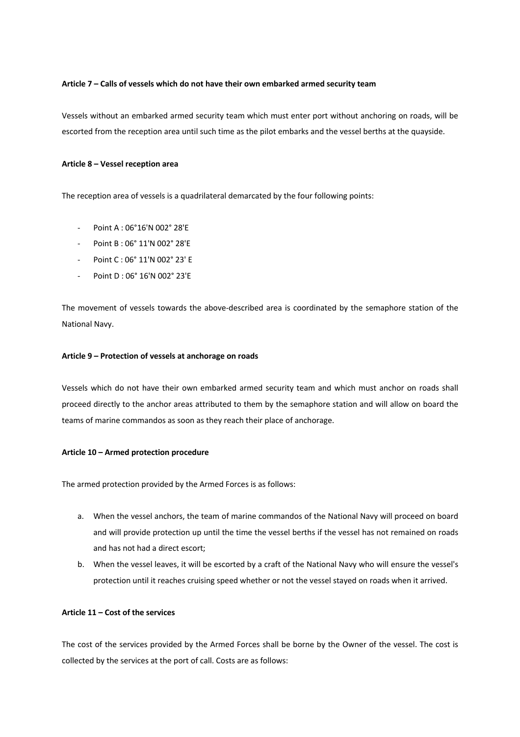**Article 7 – Calls of vessels which do not have their own embarked armed security team**

Vessels without an embarked armed security team which must enter port without anchoring on roads, will be escorted from the reception area until such time as the pilot embarks and the vessel berths at the quayside.

**Article 8 – Vessel reception area**

The reception area of vessels is a quadrilateral demarcated by the four following points:

- Point A : 06°16'N 002° 28'E
- Point B : 06° 11'N 002° 28'E
- Point C : 06° 11'N 002° 23' E
- Point D : 06° 16'N 002° 23'E

The movement of vessels towards the above-described area is coordinated by the semaphore station of the National Navy.

**Article 9 – Protection of vessels at anchorage on roads**

Vessels which do not have their own embarked armed security team and which must anchor on roads shall proceed directly to the anchor areas attributed to them by the semaphore station and will allow on board the teams of marine commandos as soon as they reach their place of anchorage.

**Article 10 – Armed protection procedure**

The armed protection provided by the Armed Forces is as follows:

a. When the vessel anchors, the team of marine commandos of the National Navy will proceed on board and will provide protection up until the time the vessel berths if the vessel has not remained on roads and has not had a direct escort;
b. When the vessel leaves, it will be escorted by a craft of the National Navy who will ensure the vessel's protection until it reaches cruising speed whether or not the vessel stayed on roads when it arrived.

**Article 11 – Cost of the services**

The cost of the services provided by the Armed Forces shall be borne by the Owner of the vessel. The cost is collected by the services at the port of call. Costs are as follows: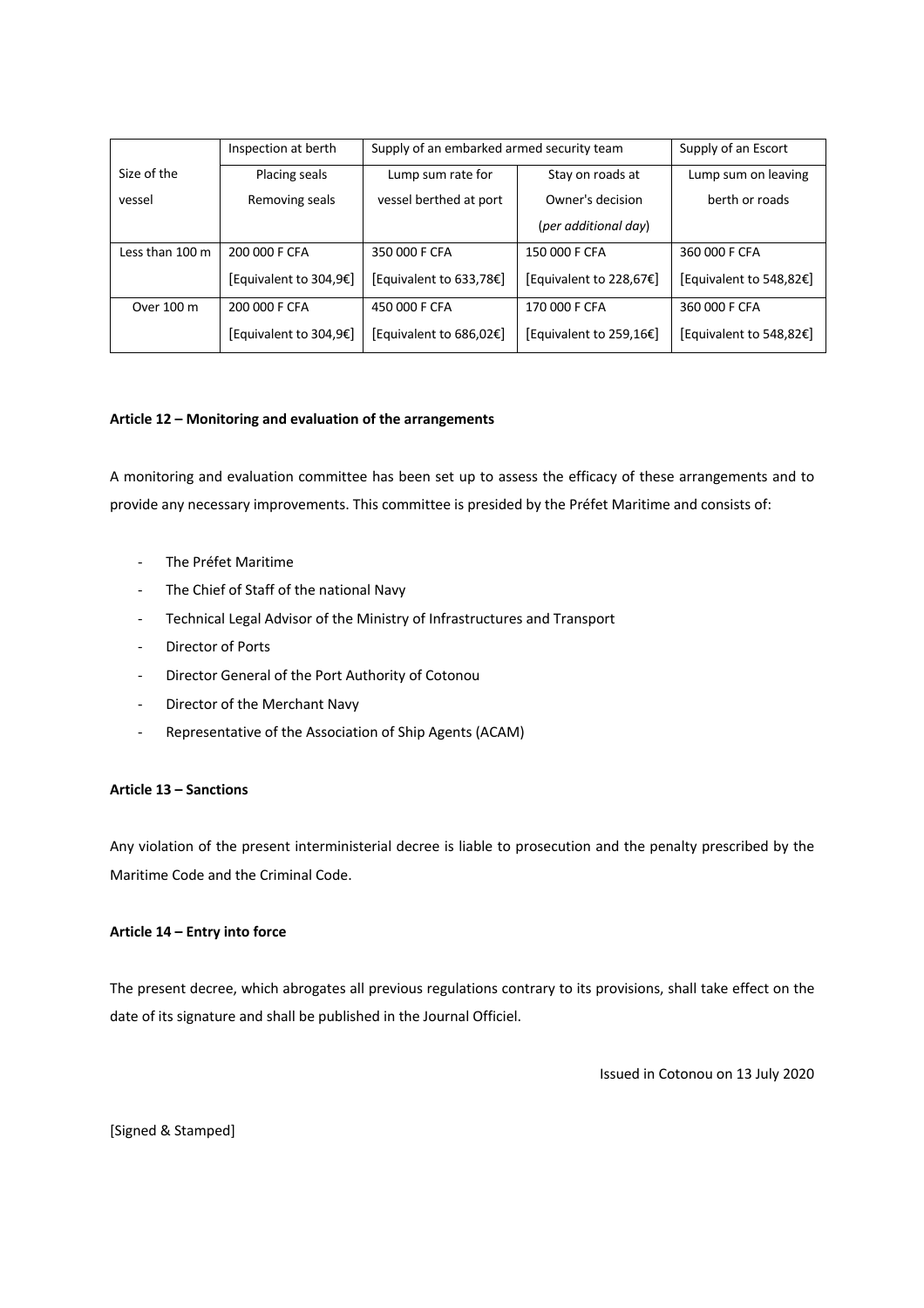| | Inspection at berth | Supply of an embarked armed security team | | Supply of an Escort |
|---|---|---|---|---|
| Size of the vessel | Placing seals Removing seals | Lump sum rate for vessel berthed at port | Stay on roads at Owner's decision (*per additional day*) | Lump sum on leaving berth or roads |
| Less than 100 m | 200 000 F CFA [Equivalent to 304,9€] | 350 000 F CFA [Equivalent to 633,78€] | 150 000 F CFA [Equivalent to 228,67€] | 360 000 F CFA [Equivalent to 548,82€] |
| Over 100 m | 200 000 F CFA [Equivalent to 304,9€] | 450 000 F CFA [Equivalent to 686,02€] | 170 000 F CFA [Equivalent to 259,16€] | 360 000 F CFA [Equivalent to 548,82€] |

**Article 12 – Monitoring and evaluation of the arrangements**

A monitoring and evaluation committee has been set up to assess the efficacy of these arrangements and to provide any necessary improvements. This committee is presided by the Préfet Maritime and consists of:

- The Préfet Maritime
- The Chief of Staff of the national Navy
- Technical Legal Advisor of the Ministry of Infrastructures and Transport
- Director of Ports
- Director General of the Port Authority of Cotonou
- Director of the Merchant Navy
- Representative of the Association of Ship Agents (ACAM)

**Article 13 – Sanctions**

Any violation of the present interministerial decree is liable to prosecution and the penalty prescribed by the Maritime Code and the Criminal Code.

**Article 14 – Entry into force**

The present decree, which abrogates all previous regulations contrary to its provisions, shall take effect on the date of its signature and shall be published in the Journal Officiel.

Issued in Cotonou on 13 July 2020

[Signed & Stamped]